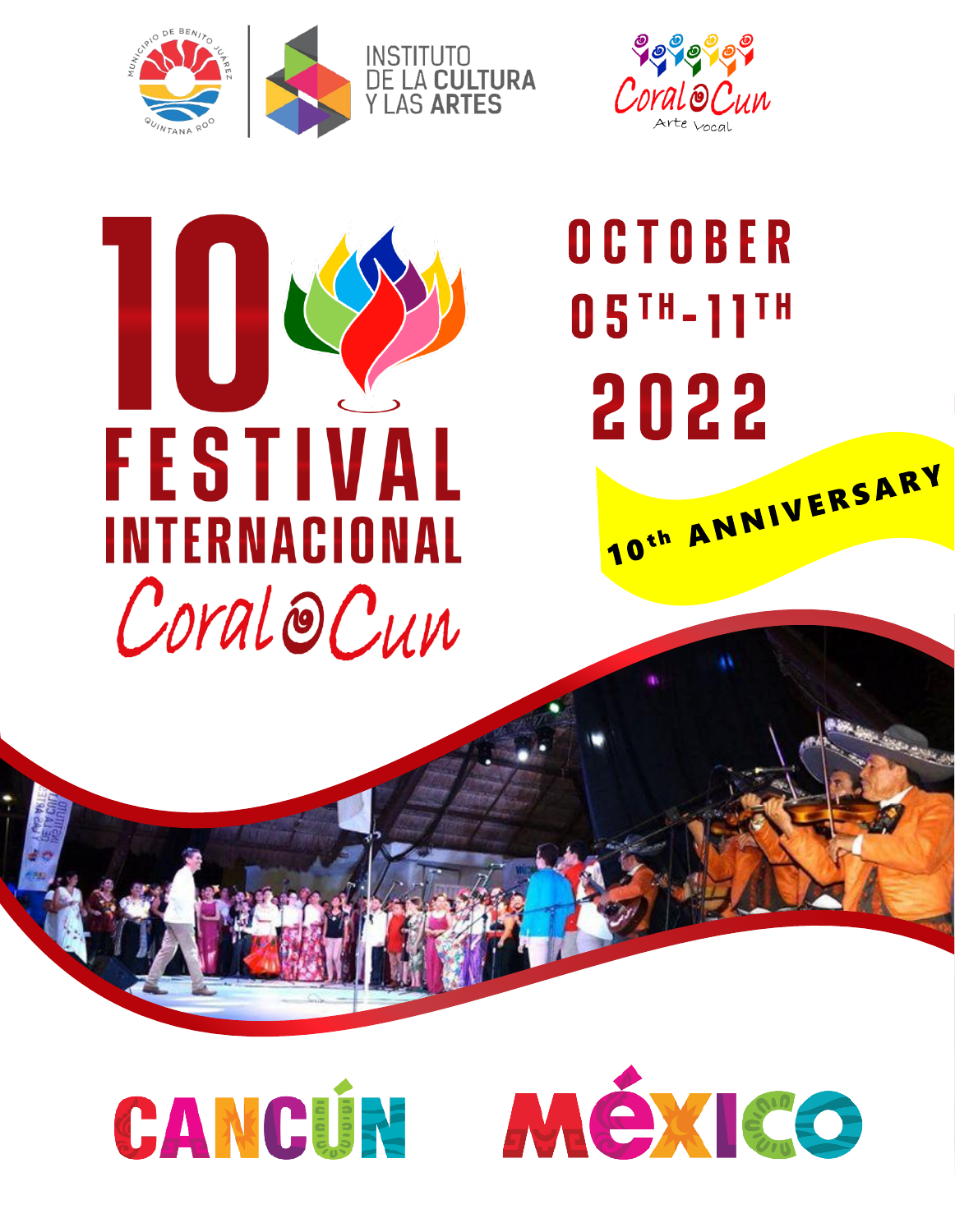MUNICIPIO DE BENITO JUÁREZ QUINTANA ROO

INSTITUTO DE LA CULTURA Y LAS ARTES

Coral@Cun Arte Vocal

# 10 FESTIVAL INTERNACIONAL Coral@Cun

## OCTOBER 05TH-11TH 2022

**10th ANNIVERSARY**

CANCÚN MÉXICO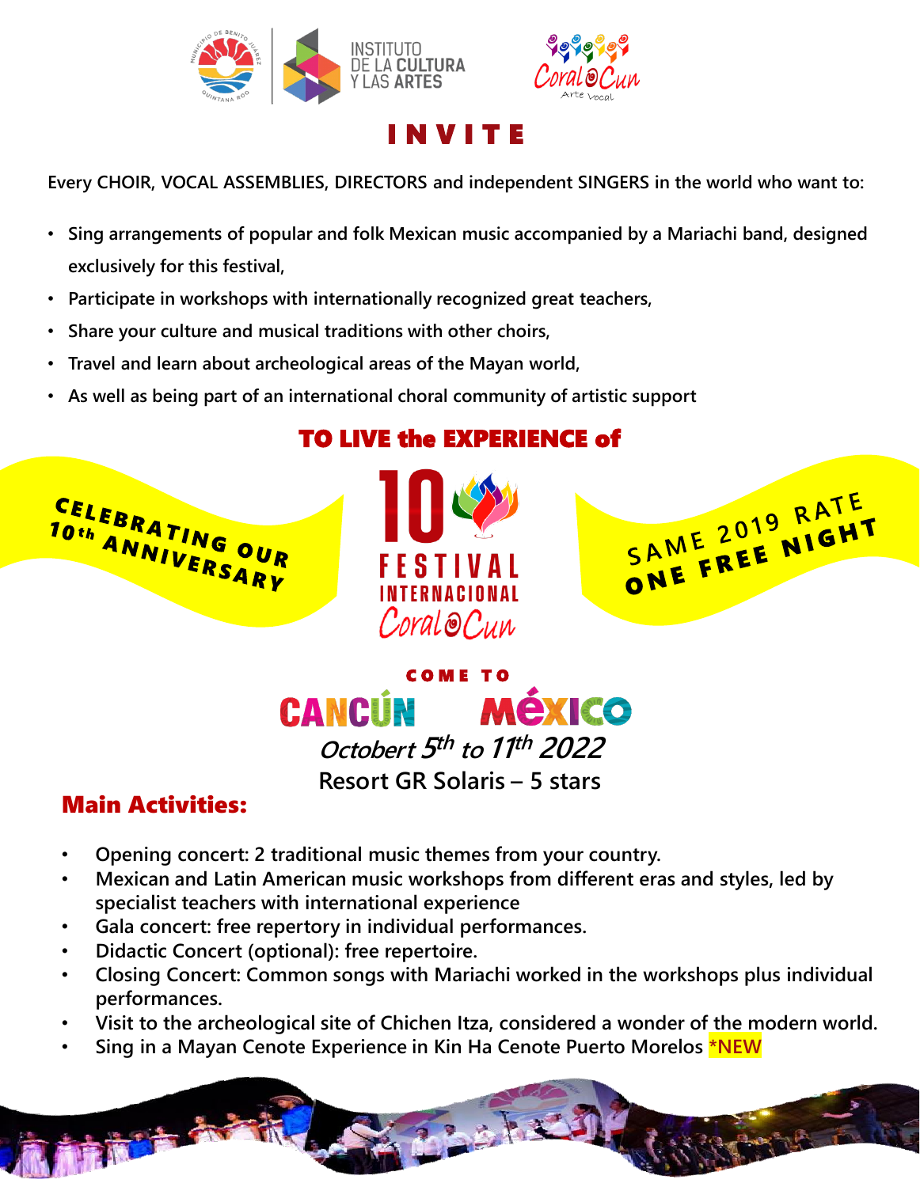# INVITE

**Every CHOIR, VOCAL ASSEMBLIES, DIRECTORS and independent SINGERS in the world who want to:**

- **Sing arrangements of popular and folk Mexican music accompanied by a Mariachi band, designed exclusively for this festival,**
- **Participate in workshops with internationally recognized great teachers,**
- **Share your culture and musical traditions with other choirs,**
- **Travel and learn about archeological areas of the Mayan world,**
- **As well as being part of an international choral community of artistic support**

## TO LIVE the EXPERIENCE of

**CELEBRATING OUR 10th ANNIVERSARY**

**10 FESTIVAL INTERNACIONAL CoralCun**

**SAME 2019 RATE ONE FREE NIGHT**

**COME TO**

**CANCÚN MÉXICO**

***Octobert 5th to 11th 2022***

**Resort GR Solaris – 5 stars**

## Main Activities:

- **Opening concert: 2 traditional music themes from your country.**
- **Mexican and Latin American music workshops from different eras and styles, led by specialist teachers with international experience**
- **Gala concert: free repertory in individual performances.**
- **Didactic Concert (optional): free repertoire.**
- **Closing Concert: Common songs with Mariachi worked in the workshops plus individual performances.**
- **Visit to the archeological site of Chichen Itza, considered a wonder of the modern world.**
- **Sing in a Mayan Cenote Experience in Kin Ha Cenote Puerto Morelos *NEW**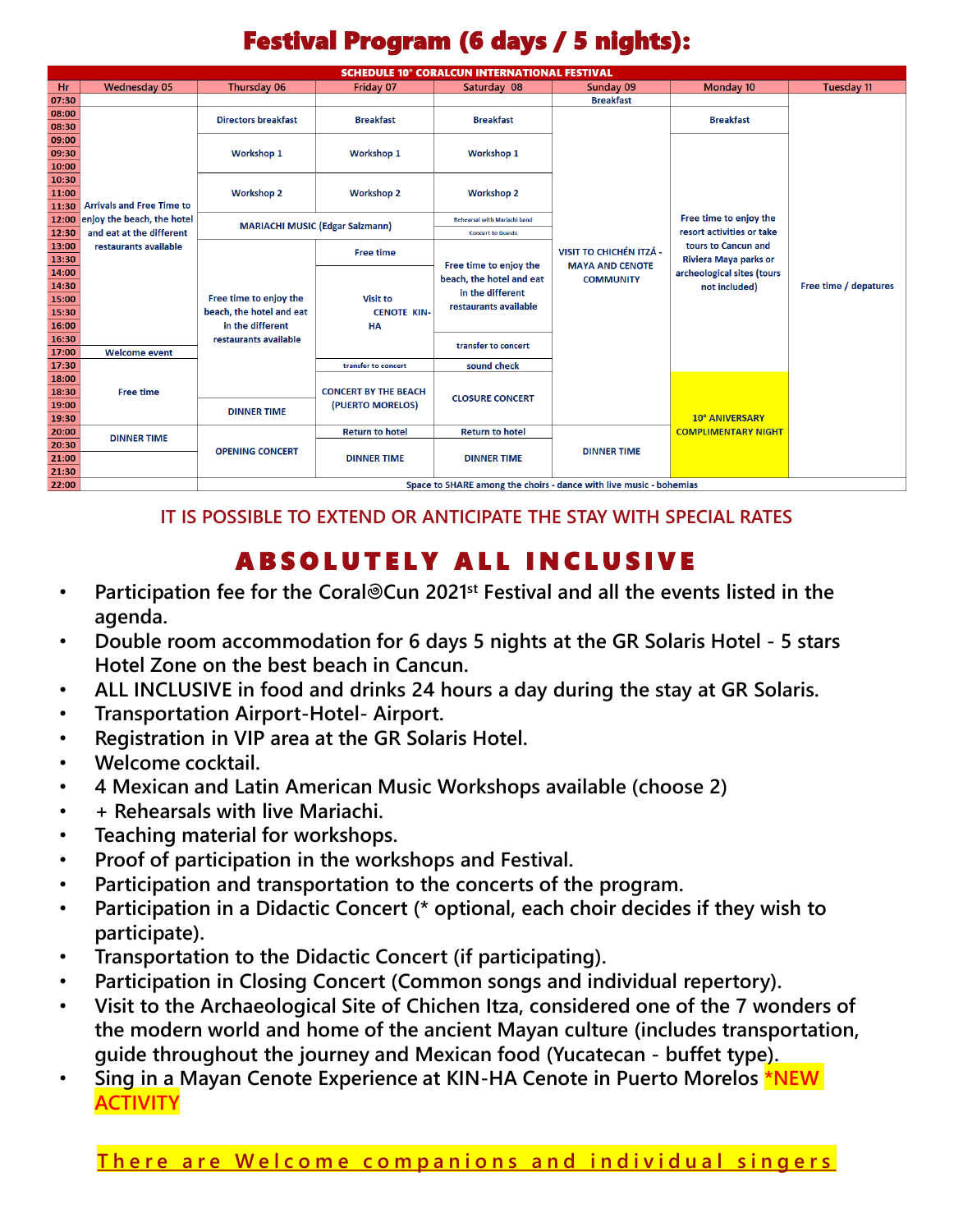# Festival Program (6 days / 5 nights):

| Hr | Wednesday 05 | Thursday 06 | Friday 07 | Saturday 08 | Sunday 09 | Monday 10 | Tuesday 11 |
|---|---|---|---|---|---|---|---|
| | **SCHEDULE 10° CORALCUN INTERNATIONAL FESTIVAL** | | | | | | |
| 07:30 | | | | | Breakfast | | |
| 08:00–08:30 | Arrivals and Free Time to enjoy the beach, the hotel and eat at the different restaurants available | Directors breakfast | Breakfast | Breakfast | VISIT TO CHICHÉN ITZÁ - MAYA AND CENOTE COMMUNITY | Breakfast | Free time / depatures |
| 09:00–10:00 | | Workshop 1 | Workshop 1 | Workshop 1 | | Free time to enjoy the resort activities or take tours to Cancun and Riviera Maya parks or archeological sites (tours not included) | |
| 10:30–11:30 | | Workshop 2 | Workshop 2 | Workshop 2 | | | |
| 12:00–12:30 | | MARIACHI MUSIC (Edgar Salzmann) | | Rehearsal with Mariachi band / Concert to Guests | | | |
| 13:00–13:30 | | Free time to enjoy the beach, the hotel and eat in the different restaurants available | Free time | Free time to enjoy the beach, the hotel and eat in the different restaurants available | | | |
| 14:00–16:00 | | | Visit to CENOTE KIN-HA | | | | |
| 16:30 | | | | transfer to concert | | | |
| 17:00 | Welcome event | | | | | | |
| 17:30 | Free time | | transfer to concert | sound check | | | |
| 18:00–18:30 | | | CONCERT BY THE BEACH (PUERTO MORELOS) | CLOSURE CONCERT | | 10° ANIVERSARY COMPLIMENTARY NIGHT | |
| 19:00–19:30 | | DINNER TIME | | | | | |
| 20:00 | DINNER TIME | OPENING CONCERT | Return to hotel | Return to hotel | DINNER TIME | | |
| 20:30–21:30 | | | DINNER TIME | DINNER TIME | | | |
| 22:00 | | Space to SHARE among the choirs - dance with live music - bohemias | | | | | |

IT IS POSSIBLE TO EXTEND OR ANTICIPATE THE STAY WITH SPECIAL RATES

## ABSOLUTELY ALL INCLUSIVE

- Participation fee for the Coral◎Cun 2021st Festival and all the events listed in the agenda.
- Double room accommodation for 6 days 5 nights at the GR Solaris Hotel - 5 stars Hotel Zone on the best beach in Cancun.
- ALL INCLUSIVE in food and drinks 24 hours a day during the stay at GR Solaris.
- Transportation Airport-Hotel- Airport.
- Registration in VIP area at the GR Solaris Hotel.
- Welcome cocktail.
- 4 Mexican and Latin American Music Workshops available (choose 2)
- + Rehearsals with live Mariachi.
- Teaching material for workshops.
- Proof of participation in the workshops and Festival.
- Participation and transportation to the concerts of the program.
- Participation in a Didactic Concert (* optional, each choir decides if they wish to participate).
- Transportation to the Didactic Concert (if participating).
- Participation in Closing Concert (Common songs and individual repertory).
- Visit to the Archaeological Site of Chichen Itza, considered one of the 7 wonders of the modern world and home of the ancient Mayan culture (includes transportation, guide throughout the journey and Mexican food (Yucatecan - buffet type).
- Sing in a Mayan Cenote Experience at KIN-HA Cenote in Puerto Morelos *NEW ACTIVITY

There are Welcome companions and individual singers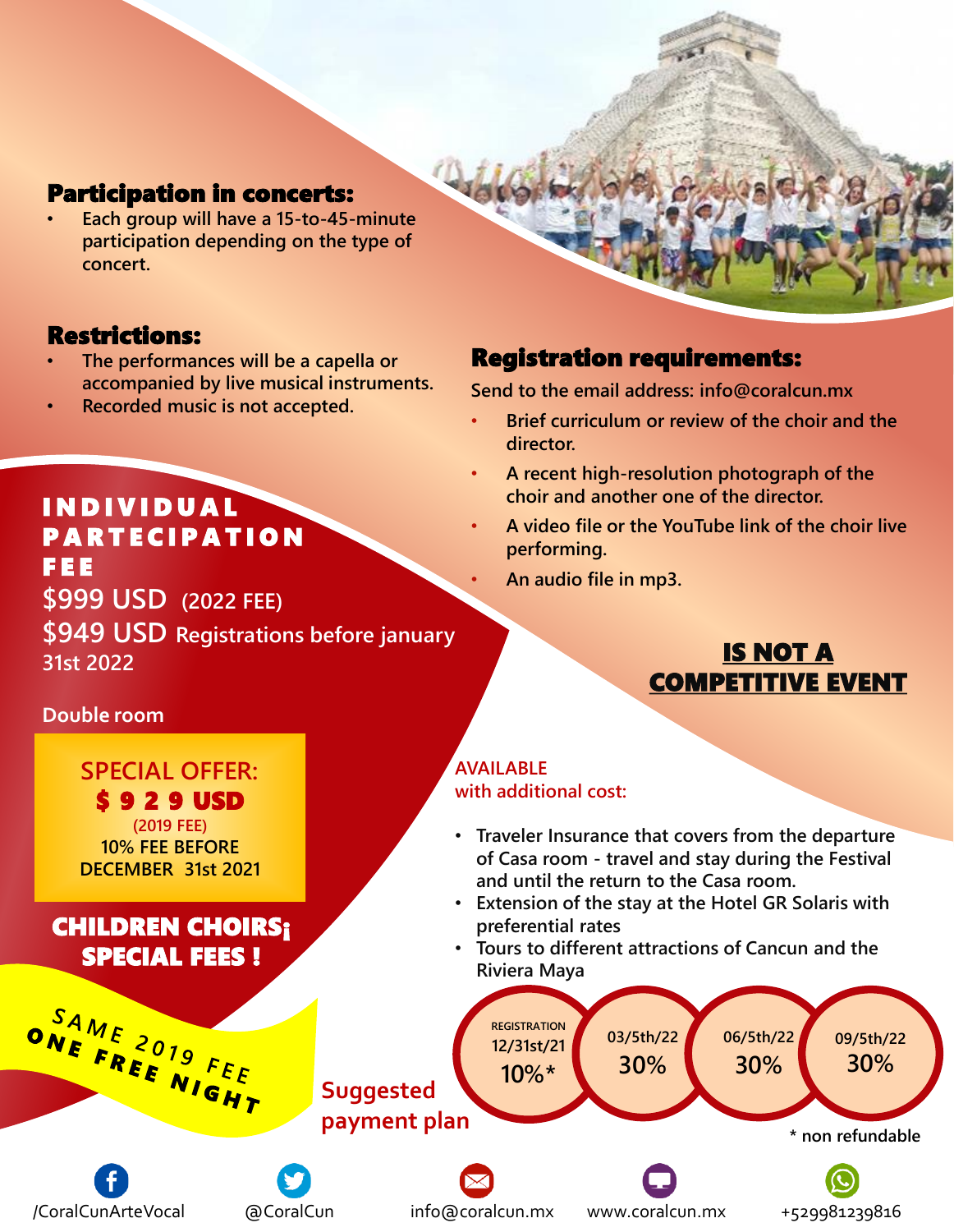## Participation in concerts:

- Each group will have a 15-to-45-minute participation depending on the type of concert.

## Restrictions:

- The performances will be a capella or accompanied by live musical instruments.
- Recorded music is not accepted.

## INDIVIDUAL PARTECIPATION FEE

**$999 USD (2022 FEE)**

**$949 USD Registrations before january 31st 2022**

**Double room**

**SPECIAL OFFER:**

**$ 929 USD**

(2019 FEE)

10% FEE BEFORE DECEMBER 31st 2021

**CHILDREN CHOIRS¡ SPECIAL FEES !**

**SAME 2019 FEE**

**ONE FREE NIGHT**

## Registration requirements:

Send to the email address: info@coralcun.mx

- Brief curriculum or review of the choir and the director.
- A recent high-resolution photograph of the choir and another one of the director.
- A video file or the YouTube link of the choir live performing.
- An audio file in mp3.

**IS NOT A COMPETITIVE EVENT**

**AVAILABLE with additional cost:**

- Traveler Insurance that covers from the departure of Casa room - travel and stay during the Festival and until the return to the Casa room.
- Extension of the stay at the Hotel GR Solaris with preferential rates
- Tours to different attractions of Cancun and the Riviera Maya

**Suggested payment plan**

| REGISTRATION 12/31st/21 | 03/5th/22 | 06/5th/22 | 09/5th/22 |
|---|---|---|---|
| 10%* | 30% | 30% | 30% |

\* non refundable

/CoralCunArteVocal @CoralCun info@coralcun.mx www.coralcun.mx +529981239816